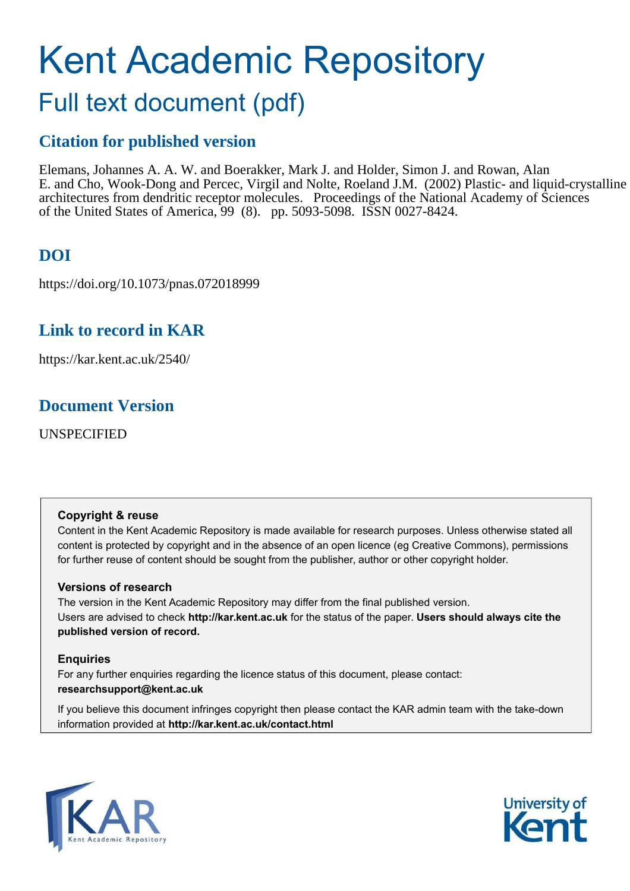# Kent Academic Repository

## Full text document (pdf)

## Citation for published version

Elemans, Johannes A. A. W. and Boerakker, Mark J. and Holder, Simon J. and Rowan, Alan E. and Cho, Wook-Dong and Percec, Virgil and Nolte, Roeland J.M. (2002) Plastic- and liquid-crystalline architectures from dendritic receptor molecules. Proceedings of the National Academy of Sciences of the United States of America, 99 (8). pp. 5093-5098. ISSN 0027-8424.

## DOI

https://doi.org/10.1073/pnas.072018999

## Link to record in KAR

https://kar.kent.ac.uk/2540/

## Document Version

UNSPECIFIED

**Copyright & reuse**

Content in the Kent Academic Repository is made available for research purposes. Unless otherwise stated all content is protected by copyright and in the absence of an open licence (eg Creative Commons), permissions for further reuse of content should be sought from the publisher, author or other copyright holder.

**Versions of research**

The version in the Kent Academic Repository may differ from the final published version. Users are advised to check **http://kar.kent.ac.uk** for the status of the paper. **Users should always cite the published version of record.**

**Enquiries**

For any further enquiries regarding the licence status of this document, please contact: **researchsupport@kent.ac.uk**

If you believe this document infringes copyright then please contact the KAR admin team with the take-down information provided at **http://kar.kent.ac.uk/contact.html**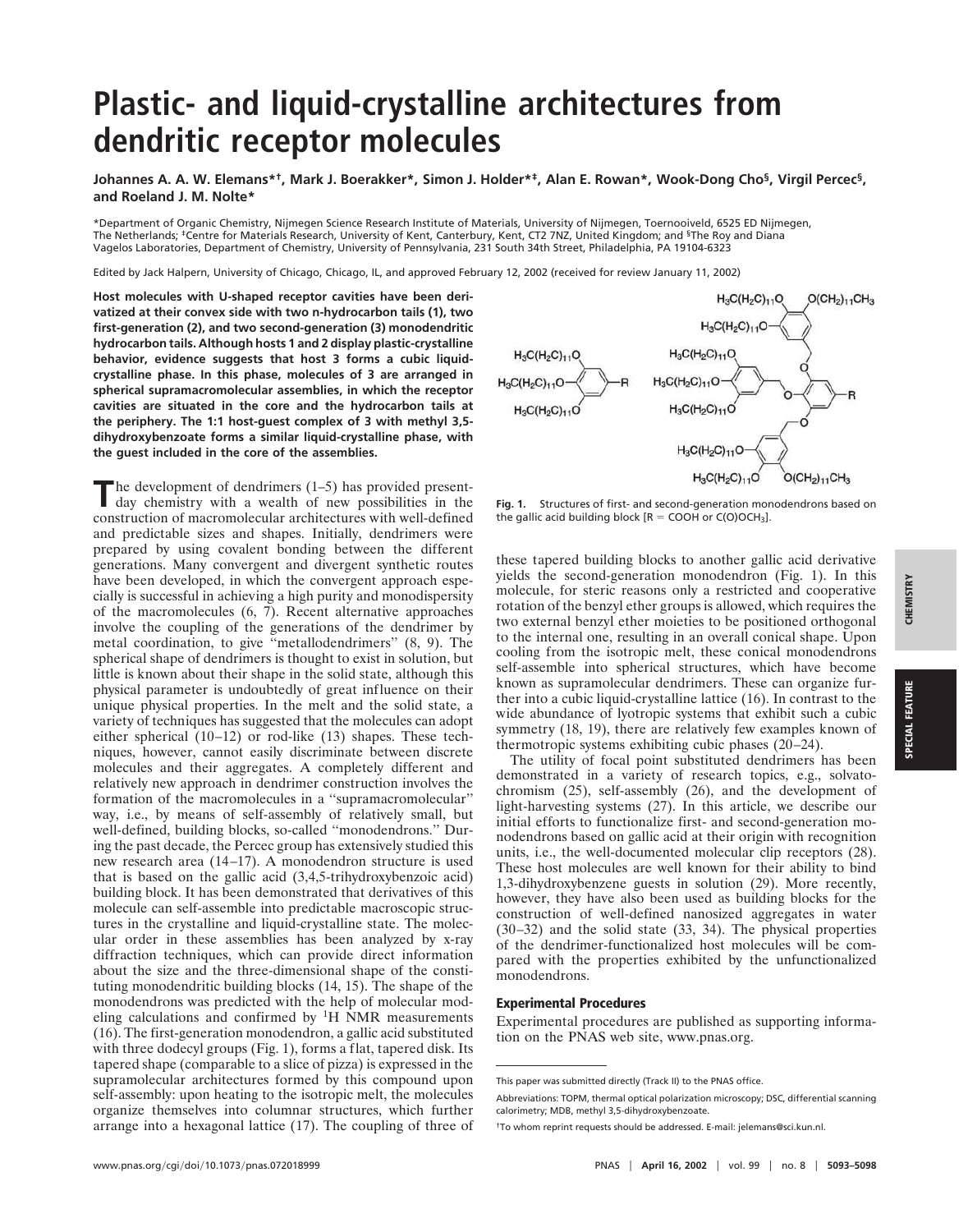# Plastic- and liquid-crystalline architectures from dendritic receptor molecules

**Johannes A. A. W. Elemans*†, Mark J. Boerakker*, Simon J. Holder*‡, Alan E. Rowan*, Wook-Dong Cho§, Virgil Percec§, and Roeland J. M. Nolte***

*Department of Organic Chemistry, Nijmegen Science Research Institute of Materials, University of Nijmegen, Toernooiveld, 6525 ED Nijmegen, The Netherlands; ‡Centre for Materials Research, University of Kent, Canterbury, Kent, CT2 7NZ, United Kingdom; and §The Roy and Diana Vagelos Laboratories, Department of Chemistry, University of Pennsylvania, 231 South 34th Street, Philadelphia, PA 19104-6323

Edited by Jack Halpern, University of Chicago, Chicago, IL, and approved February 12, 2002 (received for review January 11, 2002)

**Host molecules with U-shaped receptor cavities have been derivatized at their convex side with two n-hydrocarbon tails (1), two first-generation (2), and two second-generation (3) monodendritic hydrocarbon tails. Although hosts 1 and 2 display plastic-crystalline behavior, evidence suggests that host 3 forms a cubic liquid-crystalline phase. In this phase, molecules of 3 are arranged in spherical supramacromolecular assemblies, in which the receptor cavities are situated in the core and the hydrocarbon tails at the periphery. The 1:1 host-guest complex of 3 with methyl 3,5-dihydroxybenzoate forms a similar liquid-crystalline phase, with the guest included in the core of the assemblies.**

The development of dendrimers (1–5) has provided present-day chemistry with a wealth of new possibilities in the construction of macromolecular architectures with well-defined and predictable sizes and shapes. Initially, dendrimers were prepared by using covalent bonding between the different generations. Many convergent and divergent synthetic routes have been developed, in which the convergent approach especially is successful in achieving a high purity and monodispersity of the macromolecules (6, 7). Recent alternative approaches involve the coupling of the generations of the dendrimer by metal coordination, to give "metallodendrimers" (8, 9). The spherical shape of dendrimers is thought to exist in solution, but little is known about their shape in the solid state, although this physical parameter is undoubtedly of great influence on their unique physical properties. In the melt and the solid state, a variety of techniques has suggested that the molecules can adopt either spherical (10–12) or rod-like (13) shapes. These techniques, however, cannot easily discriminate between discrete molecules and their aggregates. A completely different and relatively new approach in dendrimer construction involves the formation of the macromolecules in a "supramacromolecular" way, i.e., by means of self-assembly of relatively small, but well-defined, building blocks, so-called "monodendrons." During the past decade, the Percec group has extensively studied this new research area (14–17). A monodendron structure is used that is based on the gallic acid (3,4,5-trihydroxybenzoic acid) building block. It has been demonstrated that derivatives of this molecule can self-assemble into predictable macroscopic structures in the crystalline and liquid-crystalline state. The molecular order in these assemblies has been analyzed by x-ray diffraction techniques, which can provide direct information about the size and the three-dimensional shape of the constituting monodendritic building blocks (14, 15). The shape of the monodendrons was predicted with the help of molecular modeling calculations and confirmed by $^1$H NMR measurements (16). The first-generation monodendron, a gallic acid substituted with three dodecyl groups (Fig. 1), forms a flat, tapered disk. Its tapered shape (comparable to a slice of pizza) is expressed in the supramolecular architectures formed by this compound upon self-assembly: upon heating to the isotropic melt, the molecules organize themselves into columnar structures, which further arrange into a hexagonal lattice (17). The coupling of three of

**Fig. 1.** Structures of first- and second-generation monodendrons based on the gallic acid building block [R = COOH or C(O)OCH$_3$].

these tapered building blocks to another gallic acid derivative yields the second-generation monodendron (Fig. 1). In this molecule, for steric reasons only a restricted and cooperative rotation of the benzyl ether groups is allowed, which requires the two external benzyl ether moieties to be positioned orthogonal to the internal one, resulting in an overall conical shape. Upon cooling from the isotropic melt, these conical monodendrons self-assemble into spherical structures, which have become known as supramolecular dendrimers. These can organize further into a cubic liquid-crystalline lattice (16). In contrast to the wide abundance of lyotropic systems that exhibit such a cubic symmetry (18, 19), there are relatively few examples known of thermotropic systems exhibiting cubic phases (20–24).

The utility of focal point substituted dendrimers has been demonstrated in a variety of research topics, e.g., solvatochromism (25), self-assembly (26), and the development of light-harvesting systems (27). In this article, we describe our initial efforts to functionalize first- and second-generation monodendrons based on gallic acid at their origin with recognition units, i.e., the well-documented molecular clip receptors (28). These host molecules are well known for their ability to bind 1,3-dihydroxybenzene guests in solution (29). More recently, however, they have also been used as building blocks for the construction of well-defined nanosized aggregates in water (30–32) and the solid state (33, 34). The physical properties of the dendrimer-functionalized host molecules will be compared with the properties exhibited by the unfunctionalized monodendrons.

## Experimental Procedures

Experimental procedures are published as supporting information on the PNAS web site, www.pnas.org.

This paper was submitted directly (Track II) to the PNAS office.

Abbreviations: TOPM, thermal optical polarization microscopy; DSC, differential scanning calorimetry; MDB, methyl 3,5-dihydroxybenzoate.

†To whom reprint requests should be addressed. E-mail: jelemans@sci.kun.nl.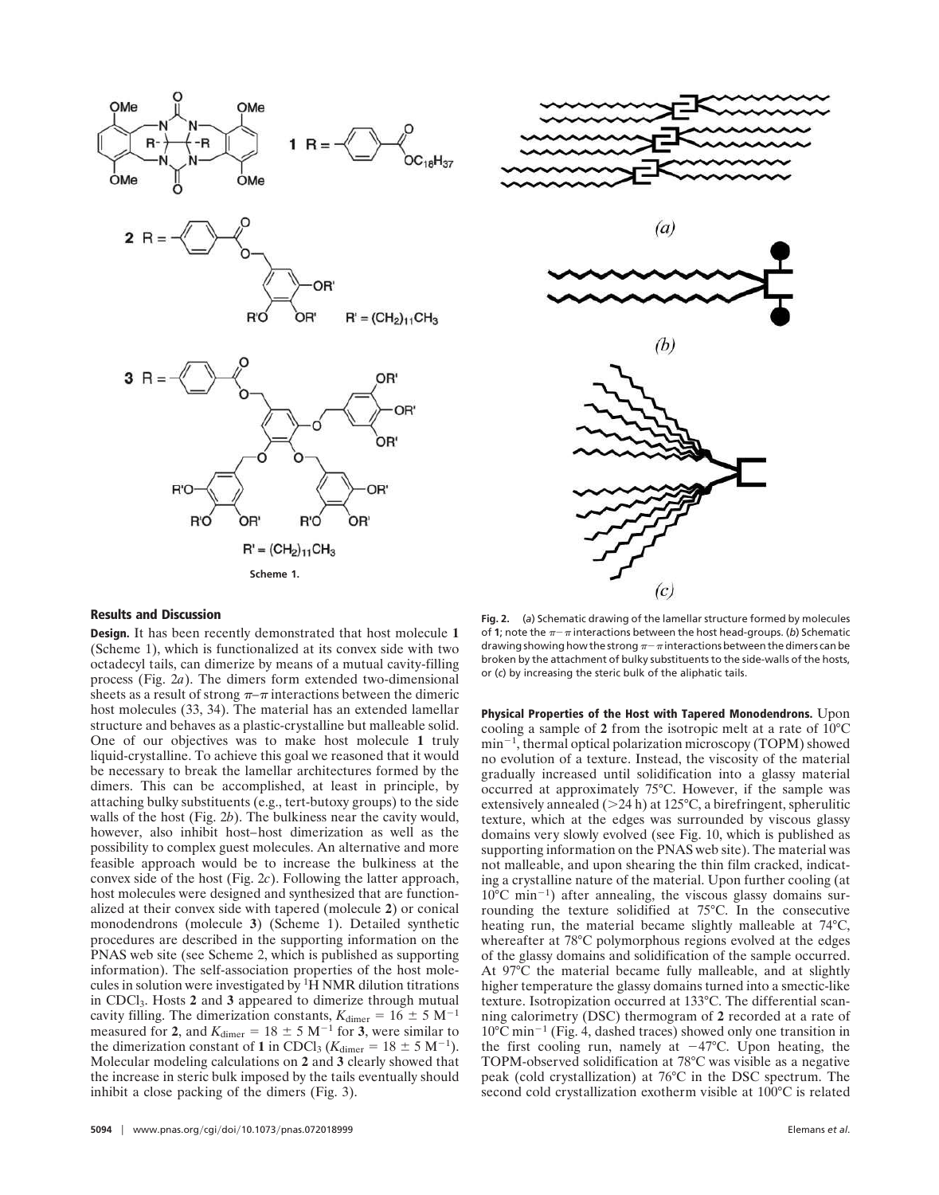Scheme 1.

**Fig. 2.** (*a*) Schematic drawing of the lamellar structure formed by molecules of **1**; note the $\pi$–$\pi$ interactions between the host head-groups. (*b*) Schematic drawing showing how the strong $\pi$–$\pi$ interactions between the dimers can be broken by the attachment of bulky substituents to the side-walls of the hosts, or (*c*) by increasing the steric bulk of the aliphatic tails.

## Results and Discussion

**Design.** It has been recently demonstrated that host molecule **1** (Scheme 1), which is functionalized at its convex side with two octadecyl tails, can dimerize by means of a mutual cavity-filling process (Fig. 2*a*). The dimers form extended two-dimensional sheets as a result of strong $\pi$–$\pi$ interactions between the dimeric host molecules (33, 34). The material has an extended lamellar structure and behaves as a plastic-crystalline but malleable solid. One of our objectives was to make host molecule **1** truly liquid-crystalline. To achieve this goal we reasoned that it would be necessary to break the lamellar architectures formed by the dimers. This can be accomplished, at least in principle, by attaching bulky substituents (e.g., tert-butoxy groups) to the side walls of the host (Fig. 2*b*). The bulkiness near the cavity would, however, also inhibit host–host dimerization as well as the possibility to complex guest molecules. An alternative and more feasible approach would be to increase the bulkiness at the convex side of the host (Fig. 2*c*). Following the latter approach, host molecules were designed and synthesized that are functionalized at their convex side with tapered (molecule **2**) or conical monodendrons (molecule **3**) (Scheme 1). Detailed synthetic procedures are described in the supporting information on the PNAS web site (see Scheme 2, which is published as supporting information). The self-association properties of the host molecules in solution were investigated by $^{1}H$ NMR dilution titrations in $CDCl_3$. Hosts **2** and **3** appeared to dimerize through mutual cavity filling. The dimerization constants, $K_{dimer} = 16 \pm 5$ $M^{-1}$ measured for **2**, and $K_{dimer} = 18 \pm 5$ $M^{-1}$ for **3**, were similar to the dimerization constant of **1** in $CDCl_3$ ($K_{dimer} = 18 \pm 5$ $M^{-1}$). Molecular modeling calculations on **2** and **3** clearly showed that the increase in steric bulk imposed by the tails eventually should inhibit a close packing of the dimers (Fig. 3).

**Physical Properties of the Host with Tapered Monodendrons.** Upon cooling a sample of **2** from the isotropic melt at a rate of 10°C $min^{-1}$, thermal optical polarization microscopy (TOPM) showed no evolution of a texture. Instead, the viscosity of the material gradually increased until solidification into a glassy material occurred at approximately 75°C. However, if the sample was extensively annealed (>24 h) at 125°C, a birefringent, spherulitic texture, which at the edges was surrounded by viscous glassy domains very slowly evolved (see Fig. 10, which is published as supporting information on the PNAS web site). The material was not malleable, and upon shearing the thin film cracked, indicating a crystalline nature of the material. Upon further cooling (at 10°C $min^{-1}$) after annealing, the viscous glassy domains surrounding the texture solidified at 75°C. In the consecutive heating run, the material became slightly malleable at 74°C, whereafter at 78°C polymorphous regions evolved at the edges of the glassy domains and solidification of the sample occurred. At 97°C the material became fully malleable, and at slightly higher temperature the glassy domains turned into a smectic-like texture. Isotropization occurred at 133°C. The differential scanning calorimetry (DSC) thermogram of **2** recorded at a rate of 10°C $min^{-1}$ (Fig. 4, dashed traces) showed only one transition in the first cooling run, namely at −47°C. Upon heating, the TOPM-observed solidification at 78°C was visible as a negative peak (cold crystallization) at 76°C in the DSC spectrum. The second cold crystallization exotherm visible at 100°C is related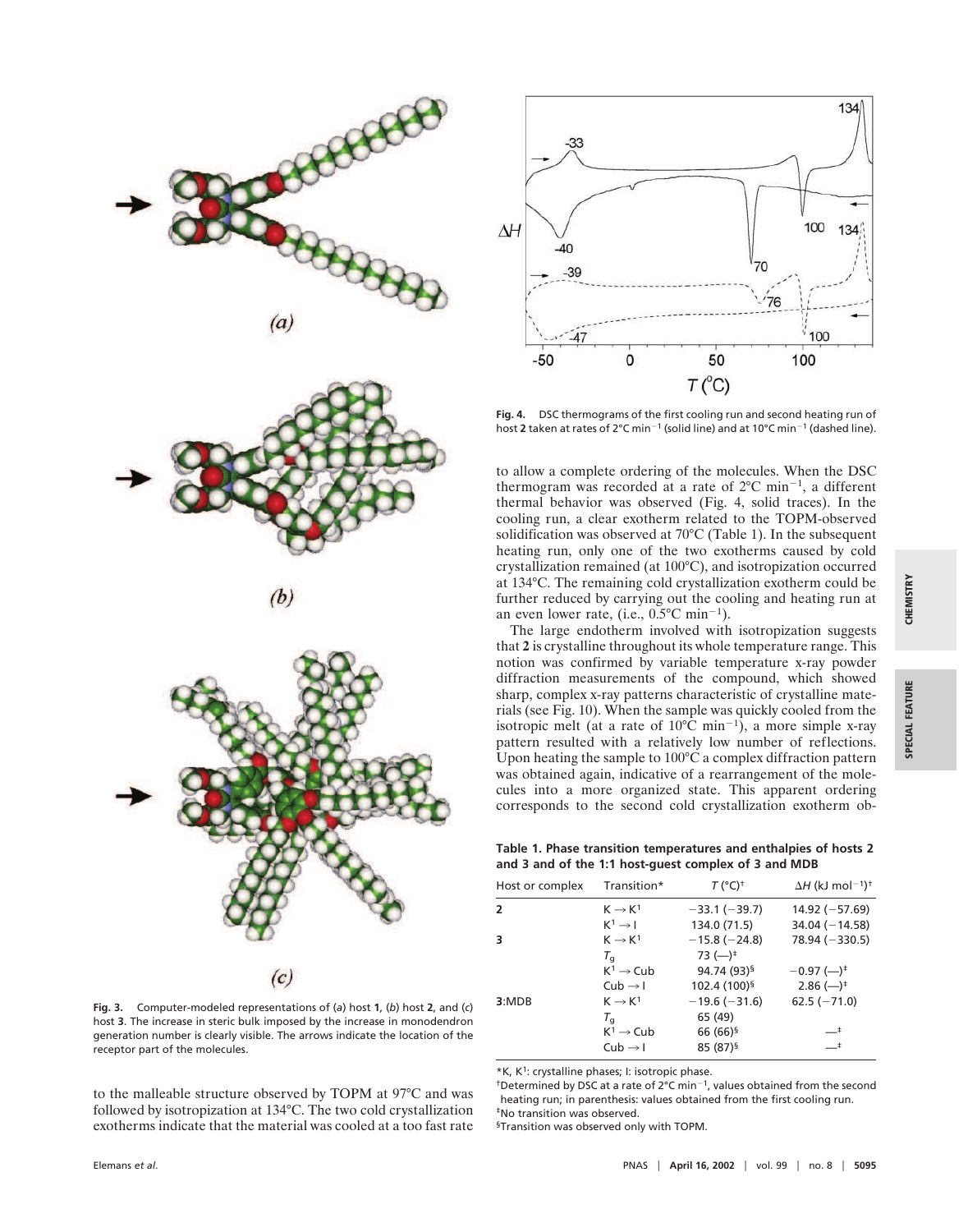Fig. 3. Computer-modeled representations of (*a*) host **1**, (*b*) host **2**, and (*c*) host **3**. The increase in steric bulk imposed by the increase in monodendron generation number is clearly visible. The arrows indicate the location of the receptor part of the molecules.

to the malleable structure observed by TOPM at 97°C and was followed by isotropization at 134°C. The two cold crystallization exotherms indicate that the material was cooled at a too fast rate

Fig. 4. DSC thermograms of the first cooling run and second heating run of host **2** taken at rates of 2°C $min^{-1}$ (solid line) and at 10°C $min^{-1}$ (dashed line).

to allow a complete ordering of the molecules. When the DSC thermogram was recorded at a rate of 2°C $min^{-1}$, a different thermal behavior was observed (Fig. 4, solid traces). In the cooling run, a clear exotherm related to the TOPM-observed solidification was observed at 70°C (Table 1). In the subsequent heating run, only one of the two exotherms caused by cold crystallization remained (at 100°C), and isotropization occurred at 134°C. The remaining cold crystallization exotherm could be further reduced by carrying out the cooling and heating run at an even lower rate, (i.e., 0.5°C $min^{-1}$).

The large endotherm involved with isotropization suggests that **2** is crystalline throughout its whole temperature range. This notion was confirmed by variable temperature x-ray powder diffraction measurements of the compound, which showed sharp, complex x-ray patterns characteristic of crystalline materials (see Fig. 10). When the sample was quickly cooled from the isotropic melt (at a rate of 10°C $min^{-1}$), a more simple x-ray pattern resulted with a relatively low number of reflections. Upon heating the sample to 100°C a complex diffraction pattern was obtained again, indicative of a rearrangement of the molecules into a more organized state. This apparent ordering corresponds to the second cold crystallization exotherm ob-

**Table 1. Phase transition temperatures and enthalpies of hosts 2 and 3 and of the 1:1 host-guest complex of 3 and MDB**

| Host or complex | Transition* | $T$ (°C)[†] | $\Delta H$ (kJ $mol^{-1}$)[†] |
|---|---|---|---|
| **2** | $K \rightarrow K^1$ | −33.1 (−39.7) | 14.92 (−57.69) |
| | $K^1 \rightarrow I$ | 134.0 (71.5) | 34.04 (−14.58) |
| **3** | $K \rightarrow K^1$ | −15.8 (−24.8) | 78.94 (−330.5) |
| | $T_g$ | 73 (—)[‡] | |
| | $K^1 \rightarrow$ Cub | 94.74 (93)[§] | −0.97 (—)[‡] |
| | Cub $\rightarrow$ I | 102.4 (100)[§] | 2.86 (—)[‡] |
| **3**:MDB | $K \rightarrow K^1$ | −19.6 (−31.6) | 62.5 (−71.0) |
| | $T_g$ | 65 (49) | |
| | $K^1 \rightarrow$ Cub | 66 (66)[§] | —[‡] |
| | Cub $\rightarrow$ I | 85 (87)[§] | —[‡] |

*K, $K^1$: crystalline phases; I: isotropic phase.

[†]Determined by DSC at a rate of 2°C $min^{-1}$, values obtained from the second heating run; in parenthesis: values obtained from the first cooling run.

[‡]No transition was observed.

[§]Transition was observed only with TOPM.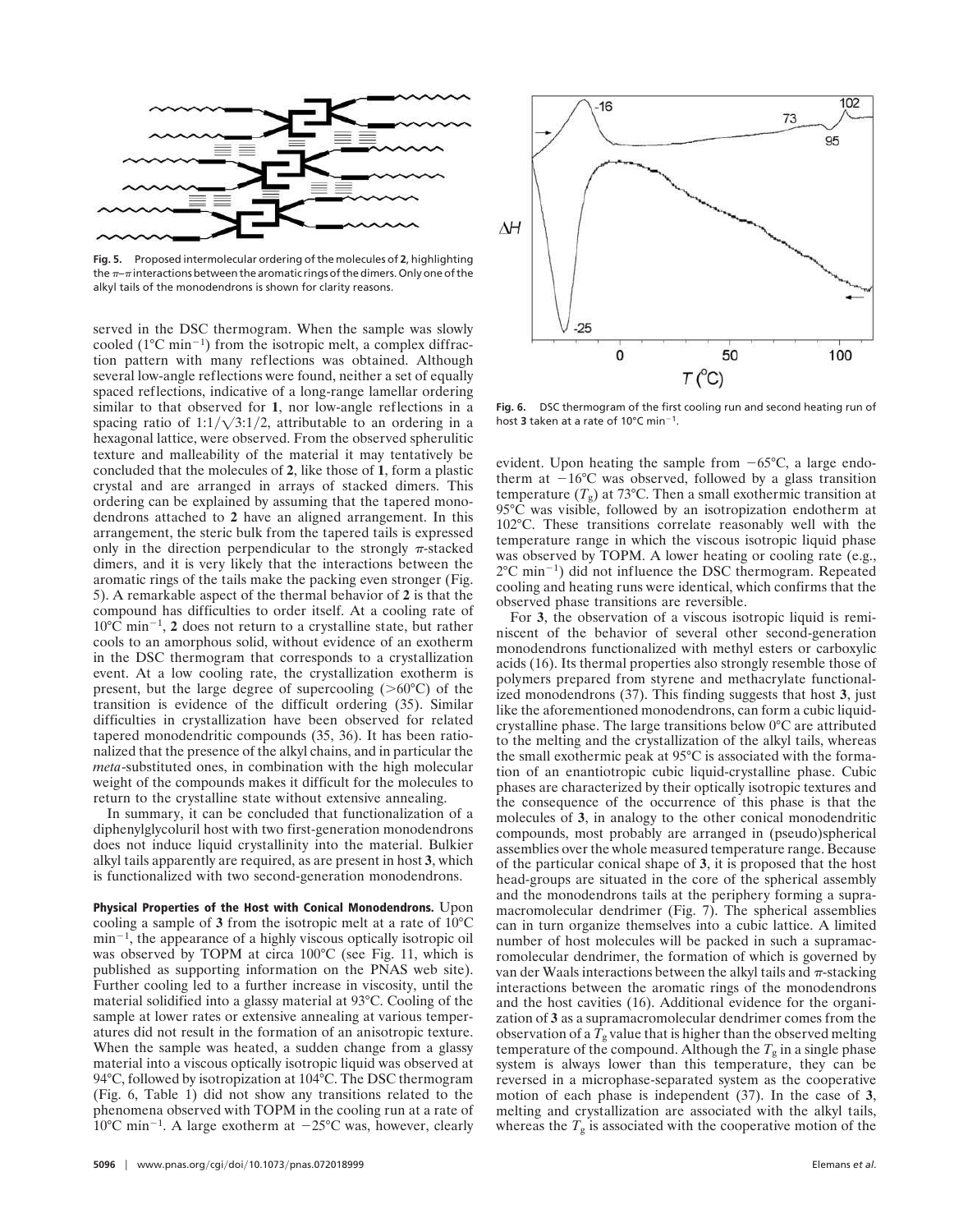Fig. 5. Proposed intermolecular ordering of the molecules of **2**, highlighting the $\pi$–$\pi$ interactions between the aromatic rings of the dimers. Only one of the alkyl tails of the monodendrons is shown for clarity reasons.

served in the DSC thermogram. When the sample was slowly cooled (1°C min$^{-1}$) from the isotropic melt, a complex diffraction pattern with many reflections was obtained. Although several low-angle reflections were found, neither a set of equally spaced reflections, indicative of a long-range lamellar ordering similar to that observed for **1**, nor low-angle reflections in a spacing ratio of $1{:}1/\sqrt{3}{:}1/2$, attributable to an ordering in a hexagonal lattice, were observed. From the observed spherulitic texture and malleability of the material it may tentatively be concluded that the molecules of **2**, like those of **1**, form a plastic crystal and are arranged in arrays of stacked dimers. This ordering can be explained by assuming that the tapered monodendrons attached to **2** have an aligned arrangement. In this arrangement, the steric bulk from the tapered tails is expressed only in the direction perpendicular to the strongly $\pi$-stacked dimers, and it is very likely that the interactions between the aromatic rings of the tails make the packing even stronger (Fig. 5). A remarkable aspect of the thermal behavior of **2** is that the compound has difficulties to order itself. At a cooling rate of 10°C min$^{-1}$, **2** does not return to a crystalline state, but rather cools to an amorphous solid, without evidence of an exotherm in the DSC thermogram that corresponds to a crystallization event. At a low cooling rate, the crystallization exotherm is present, but the large degree of supercooling (>60°C) of the transition is evidence of the difficult ordering (35). Similar difficulties in crystallization have been observed for related tapered monodendritic compounds (35, 36). It has been rationalized that the presence of the alkyl chains, and in particular the *meta*-substituted ones, in combination with the high molecular weight of the compounds makes it difficult for the molecules to return to the crystalline state without extensive annealing.

In summary, it can be concluded that functionalization of a diphenylglycoluril host with two first-generation monodendrons does not induce liquid crystallinity into the material. Bulkier alkyl tails apparently are required, as are present in host **3**, which is functionalized with two second-generation monodendrons.

**Physical Properties of the Host with Conical Monodendrons.** Upon cooling a sample of **3** from the isotropic melt at a rate of 10°C min$^{-1}$, the appearance of a highly viscous optically isotropic oil was observed by TOPM at circa 100°C (see Fig. 11, which is published as supporting information on the PNAS web site). Further cooling led to a further increase in viscosity, until the material solidified into a glassy material at 93°C. Cooling of the sample at lower rates or extensive annealing at various temperatures did not result in the formation of an anisotropic texture. When the sample was heated, a sudden change from a glassy material into a viscous optically isotropic liquid was observed at 94°C, followed by isotropization at 104°C. The DSC thermogram (Fig. 6, Table 1) did not show any transitions related to the phenomena observed with TOPM in the cooling run at a rate of 10°C min$^{-1}$. A large exotherm at −25°C was, however, clearly

Fig. 6. DSC thermogram of the first cooling run and second heating run of host **3** taken at a rate of 10°C min$^{-1}$.

evident. Upon heating the sample from −65°C, a large endotherm at −16°C was observed, followed by a glass transition temperature ($T_g$) at 73°C. Then a small exothermic transition at 95°C was visible, followed by an isotropization endotherm at 102°C. These transitions correlate reasonably well with the temperature range in which the viscous isotropic liquid phase was observed by TOPM. A lower heating or cooling rate (e.g., 2°C min$^{-1}$) did not influence the DSC thermogram. Repeated cooling and heating runs were identical, which confirms that the observed phase transitions are reversible.

For **3**, the observation of a viscous isotropic liquid is reminiscent of the behavior of several other second-generation monodendrons functionalized with methyl esters or carboxylic acids (16). Its thermal properties also strongly resemble those of polymers prepared from styrene and methacrylate functionalized monodendrons (37). This finding suggests that host **3**, just like the aforementioned monodendrons, can form a cubic liquid-crystalline phase. The large transitions below 0°C are attributed to the melting and the crystallization of the alkyl tails, whereas the small exothermic peak at 95°C is associated with the formation of an enantiotropic cubic liquid-crystalline phase. Cubic phases are characterized by their optically isotropic textures and the consequence of the occurrence of this phase is that the molecules of **3**, in analogy to the other conical monodendritic compounds, most probably are arranged in (pseudo)spherical assemblies over the whole measured temperature range. Because of the particular conical shape of **3**, it is proposed that the host head-groups are situated in the core of the spherical assembly and the monodendrons tails at the periphery forming a supramacromolecular dendrimer (Fig. 7). The spherical assemblies can in turn organize themselves into a cubic lattice. A limited number of host molecules will be packed in such a supramacromolecular dendrimer, the formation of which is governed by van der Waals interactions between the alkyl tails and $\pi$-stacking interactions between the aromatic rings of the monodendrons and the host cavities (16). Additional evidence for the organization of **3** as a supramacromolecular dendrimer comes from the observation of a $T_g$ value that is higher than the observed melting temperature of the compound. Although the $T_g$ in a single phase system is always lower than this temperature, they can be reversed in a microphase-separated system as the cooperative motion of each phase is independent (37). In the case of **3**, melting and crystallization are associated with the alkyl tails, whereas the $T_g$ is associated with the cooperative motion of the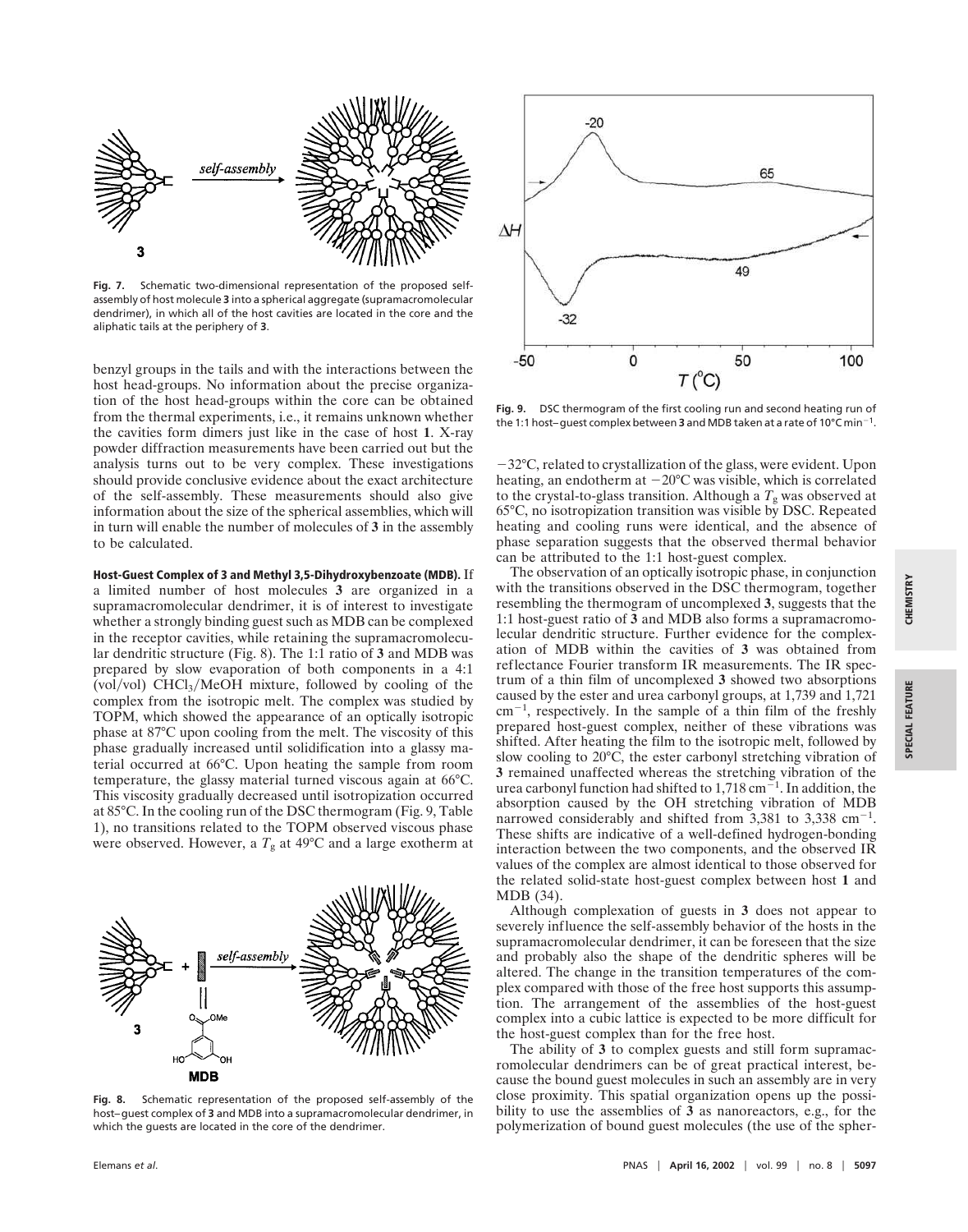**Fig. 7.** Schematic two-dimensional representation of the proposed self-assembly of host molecule **3** into a spherical aggregate (supramacromolecular dendrimer), in which all of the host cavities are located in the core and the aliphatic tails at the periphery of **3**.

benzyl groups in the tails and with the interactions between the host head-groups. No information about the precise organization of the host head-groups within the core can be obtained from the thermal experiments, i.e., it remains unknown whether the cavities form dimers just like in the case of host **1**. X-ray powder diffraction measurements have been carried out but the analysis turns out to be very complex. These investigations should provide conclusive evidence about the exact architecture of the self-assembly. These measurements should also give information about the size of the spherical assemblies, which will in turn will enable the number of molecules of **3** in the assembly to be calculated.

**Host-Guest Complex of 3 and Methyl 3,5-Dihydroxybenzoate (MDB).** If a limited number of host molecules **3** are organized in a supramacromolecular dendrimer, it is of interest to investigate whether a strongly binding guest such as MDB can be complexed in the receptor cavities, while retaining the supramacromolecular dendritic structure (Fig. 8). The 1:1 ratio of **3** and MDB was prepared by slow evaporation of both components in a 4:1 (vol/vol) $CHCl_3$/MeOH mixture, followed by cooling of the complex from the isotropic melt. The complex was studied by TOPM, which showed the appearance of an optically isotropic phase at 87°C upon cooling from the melt. The viscosity of this phase gradually increased until solidification into a glassy material occurred at 66°C. Upon heating the sample from room temperature, the glassy material turned viscous again at 66°C. This viscosity gradually decreased until isotropization occurred at 85°C. In the cooling run of the DSC thermogram (Fig. 9, Table 1), no transitions related to the TOPM observed viscous phase were observed. However, a $T_g$ at 49°C and a large exotherm at −32°C, related to crystallization of the glass, were evident. Upon heating, an endotherm at −20°C was visible, which is correlated to the crystal-to-glass transition. Although a $T_g$ was observed at 65°C, no isotropization transition was visible by DSC. Repeated heating and cooling runs were identical, and the absence of phase separation suggests that the observed thermal behavior can be attributed to the 1:1 host-guest complex.

**Fig. 8.** Schematic representation of the proposed self-assembly of the host–guest complex of **3** and MDB into a supramacromolecular dendrimer, in which the guests are located in the core of the dendrimer.

**Fig. 9.** DSC thermogram of the first cooling run and second heating run of the 1:1 host–guest complex between **3** and MDB taken at a rate of 10°C min$^{-1}$.

The observation of an optically isotropic phase, in conjunction with the transitions observed in the DSC thermogram, together resembling the thermogram of uncomplexed **3**, suggests that the 1:1 host-guest ratio of **3** and MDB also forms a supramacromolecular dendritic structure. Further evidence for the complexation of MDB within the cavities of **3** was obtained from reflectance Fourier transform IR measurements. The IR spectrum of a thin film of uncomplexed **3** showed two absorptions caused by the ester and urea carbonyl groups, at 1,739 and 1,721 cm$^{-1}$, respectively. In the sample of a thin film of the freshly prepared host-guest complex, neither of these vibrations was shifted. After heating the film to the isotropic melt, followed by slow cooling to 20°C, the ester carbonyl stretching vibration of **3** remained unaffected whereas the stretching vibration of the urea carbonyl function had shifted to 1,718 cm$^{-1}$. In addition, the absorption caused by the OH stretching vibration of MDB narrowed considerably and shifted from 3,381 to 3,338 cm$^{-1}$. These shifts are indicative of a well-defined hydrogen-bonding interaction between the two components, and the observed IR values of the complex are almost identical to those observed for the related solid-state host-guest complex between host **1** and MDB (34).

Although complexation of guests in **3** does not appear to severely influence the self-assembly behavior of the hosts in the supramacromolecular dendrimer, it can be foreseen that the size and probably also the shape of the dendritic spheres will be altered. The change in the transition temperatures of the complex compared with those of the free host supports this assumption. The arrangement of the assemblies of the host-guest complex into a cubic lattice is expected to be more difficult for the host-guest complex than for the free host.

The ability of **3** to complex guests and still form supramacromolecular dendrimers can be of great practical interest, because the bound guest molecules in such an assembly are in very close proximity. This spatial organization opens up the possibility to use the assemblies of **3** as nanoreactors, e.g., for the polymerization of bound guest molecules (the use of the spher-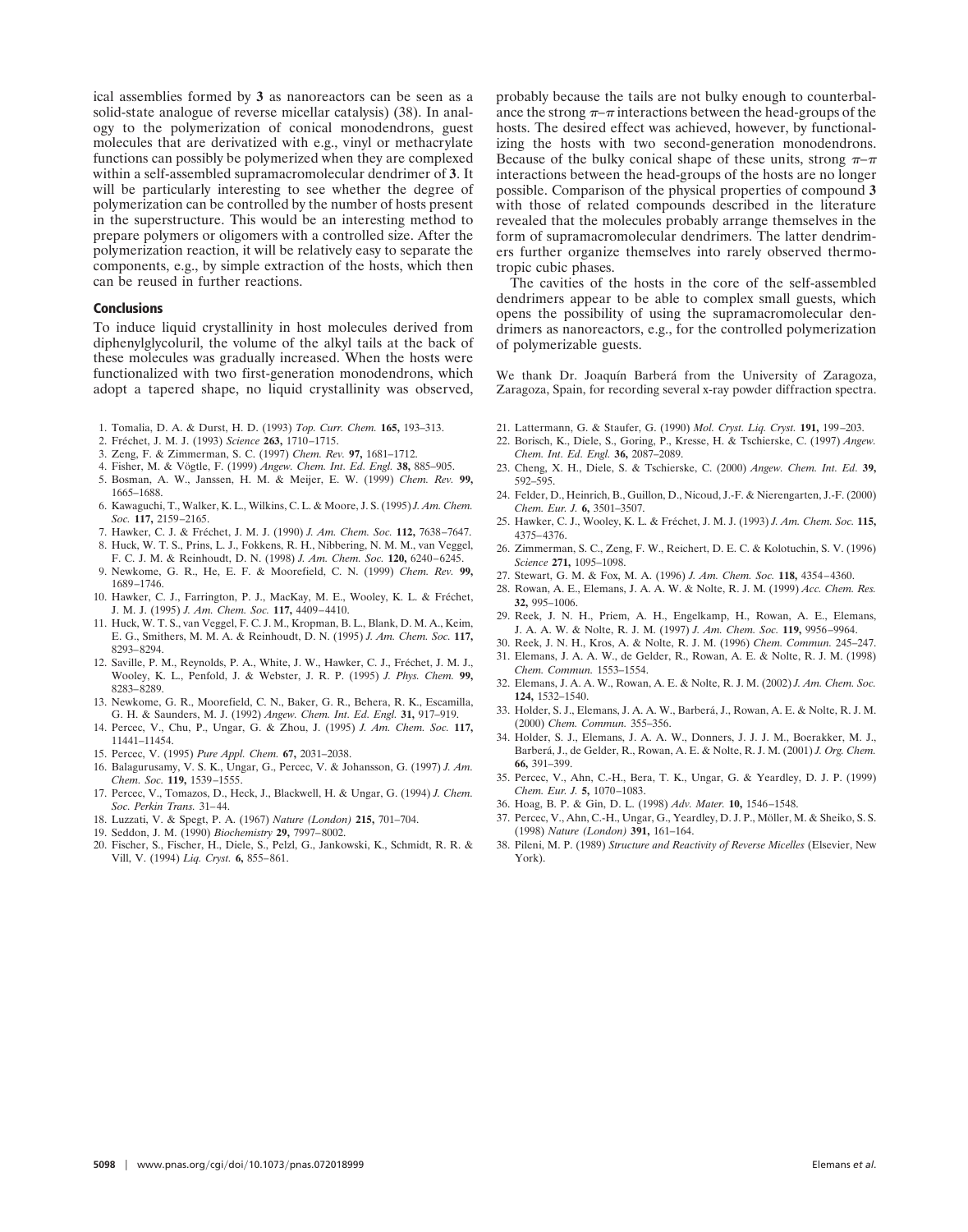ical assemblies formed by **3** as nanoreactors can be seen as a solid-state analogue of reverse micellar catalysis) (38). In analogy to the polymerization of conical monodendrons, guest molecules that are derivatized with e.g., vinyl or methacrylate functions can possibly be polymerized when they are complexed within a self-assembled supramacromolecular dendrimer of **3**. It will be particularly interesting to see whether the degree of polymerization can be controlled by the number of hosts present in the superstructure. This would be an interesting method to prepare polymers or oligomers with a controlled size. After the polymerization reaction, it will be relatively easy to separate the components, e.g., by simple extraction of the hosts, which then can be reused in further reactions.

## Conclusions

To induce liquid crystallinity in host molecules derived from diphenylglycoluril, the volume of the alkyl tails at the back of these molecules was gradually increased. When the hosts were functionalized with two first-generation monodendrons, which adopt a tapered shape, no liquid crystallinity was observed, probably because the tails are not bulky enough to counterbalance the strong $\pi$–$\pi$ interactions between the head-groups of the hosts. The desired effect was achieved, however, by functionalizing the hosts with two second-generation monodendrons. Because of the bulky conical shape of these units, strong $\pi$–$\pi$ interactions between the head-groups of the hosts are no longer possible. Comparison of the physical properties of compound **3** with those of related compounds described in the literature revealed that the molecules probably arrange themselves in the form of supramacromolecular dendrimers. The latter dendrimers further organize themselves into rarely observed thermotropic cubic phases.

The cavities of the hosts in the core of the self-assembled dendrimers appear to be able to complex small guests, which opens the possibility of using the supramacromolecular dendrimers as nanoreactors, e.g., for the controlled polymerization of polymerizable guests.

We thank Dr. Joaquín Barberá from the University of Zaragoza, Zaragoza, Spain, for recording several x-ray powder diffraction spectra.

1. Tomalia, D. A. & Durst, H. D. (1993) *Top. Curr. Chem.* **165,** 193–313.
2. Fréchet, J. M. J. (1993) *Science* **263,** 1710–1715.
3. Zeng, F. & Zimmerman, S. C. (1997) *Chem. Rev.* **97,** 1681–1712.
4. Fisher, M. & Vögtle, F. (1999) *Angew. Chem. Int. Ed. Engl.* **38,** 885–905.
5. Bosman, A. W., Janssen, H. M. & Meijer, E. W. (1999) *Chem. Rev.* **99,** 1665–1688.
6. Kawaguchi, T., Walker, K. L., Wilkins, C. L. & Moore, J. S. (1995) *J. Am. Chem. Soc.* **117,** 2159–2165.
7. Hawker, C. J. & Fréchet, J. M. J. (1990) *J. Am. Chem. Soc.* **112,** 7638–7647.
8. Huck, W. T. S., Prins, L. J., Fokkens, R. H., Nibbering, N. M. M., van Veggel, F. C. J. M. & Reinhoudt, D. N. (1998) *J. Am. Chem. Soc.* **120,** 6240–6245.
9. Newkome, G. R., He, E. F. & Moorefield, C. N. (1999) *Chem. Rev.* **99,** 1689–1746.
10. Hawker, C. J., Farrington, P. J., MacKay, M. E., Wooley, K. L. & Fréchet, J. M. J. (1995) *J. Am. Chem. Soc.* **117,** 4409–4410.
11. Huck, W. T. S., van Veggel, F. C. J. M., Kropman, B. L., Blank, D. M. A., Keim, E. G., Smithers, M. M. A. & Reinhoudt, D. N. (1995) *J. Am. Chem. Soc.* **117,** 8293–8294.
12. Saville, P. M., Reynolds, P. A., White, J. W., Hawker, C. J., Fréchet, J. M. J., Wooley, K. L., Penfold, J. & Webster, J. R. P. (1995) *J. Phys. Chem.* **99,** 8283–8289.
13. Newkome, G. R., Moorefield, C. N., Baker, G. R., Behera, R. K., Escamilla, G. H. & Saunders, M. J. (1992) *Angew. Chem. Int. Ed. Engl.* **31,** 917–919.
14. Percec, V., Chu, P., Ungar, G. & Zhou, J. (1995) *J. Am. Chem. Soc.* **117,** 11441–11454.
15. Percec, V. (1995) *Pure Appl. Chem.* **67,** 2031–2038.
16. Balagurusamy, V. S. K., Ungar, G., Percec, V. & Johansson, G. (1997) *J. Am. Chem. Soc.* **119,** 1539–1555.
17. Percec, V., Tomazos, D., Heck, J., Blackwell, H. & Ungar, G. (1994) *J. Chem. Soc. Perkin Trans.* 31–44.
18. Luzzati, V. & Spegt, P. A. (1967) *Nature (London)* **215,** 701–704.
19. Seddon, J. M. (1990) *Biochemistry* **29,** 7997–8002.
20. Fischer, S., Fischer, H., Diele, S., Pelzl, G., Jankowski, K., Schmidt, R. R. & Vill, V. (1994) *Liq. Cryst.* **6,** 855–861.
21. Lattermann, G. & Staufer, G. (1990) *Mol. Cryst. Liq. Cryst.* **191,** 199–203.
22. Borisch, K., Diele, S., Goring, P., Kresse, H. & Tschierske, C. (1997) *Angew. Chem. Int. Ed. Engl.* **36,** 2087–2089.
23. Cheng, X. H., Diele, S. & Tschierske, C. (2000) *Angew. Chem. Int. Ed.* **39,** 592–595.
24. Felder, D., Heinrich, B., Guillon, D., Nicoud, J.-F. & Nierengarten, J.-F. (2000) *Chem. Eur. J.* **6,** 3501–3507.
25. Hawker, C. J., Wooley, K. L. & Fréchet, J. M. J. (1993) *J. Am. Chem. Soc.* **115,** 4375–4376.
26. Zimmerman, S. C., Zeng, F. W., Reichert, D. E. C. & Kolotuchin, S. V. (1996) *Science* **271,** 1095–1098.
27. Stewart, G. M. & Fox, M. A. (1996) *J. Am. Chem. Soc.* **118,** 4354–4360.
28. Rowan, A. E., Elemans, J. A. A. W. & Nolte, R. J. M. (1999) *Acc. Chem. Res.* **32,** 995–1006.
29. Reek, J. N. H., Priem, A. H., Engelkamp, H., Rowan, A. E., Elemans, J. A. A. W. & Nolte, R. J. M. (1997) *J. Am. Chem. Soc.* **119,** 9956–9964.
30. Reek, J. N. H., Kros, A. & Nolte, R. J. M. (1996) *Chem. Commun.* 245–247.
31. Elemans, J. A. A. W., de Gelder, R., Rowan, A. E. & Nolte, R. J. M. (1998) *Chem. Commun.* 1553–1554.
32. Elemans, J. A. A. W., Rowan, A. E. & Nolte, R. J. M. (2002) *J. Am. Chem. Soc.* **124,** 1532–1540.
33. Holder, S. J., Elemans, J. A. A. W., Barberá, J., Rowan, A. E. & Nolte, R. J. M. (2000) *Chem. Commun.* 355–356.
34. Holder, S. J., Elemans, J. A. A. W., Donners, J. J. J. M., Boerakker, M. J., Barberá, J., de Gelder, R., Rowan, A. E. & Nolte, R. J. M. (2001) *J. Org. Chem.* **66,** 391–399.
35. Percec, V., Ahn, C.-H., Bera, T. K., Ungar, G. & Yeardley, D. J. P. (1999) *Chem. Eur. J.* **5,** 1070–1083.
36. Hoag, B. P. & Gin, D. L. (1998) *Adv. Mater.* **10,** 1546–1548.
37. Percec, V., Ahn, C.-H., Ungar, G., Yeardley, D. J. P., Möller, M. & Sheiko, S. S. (1998) *Nature (London)* **391,** 161–164.
38. Pileni, M. P. (1989) *Structure and Reactivity of Reverse Micelles* (Elsevier, New York).